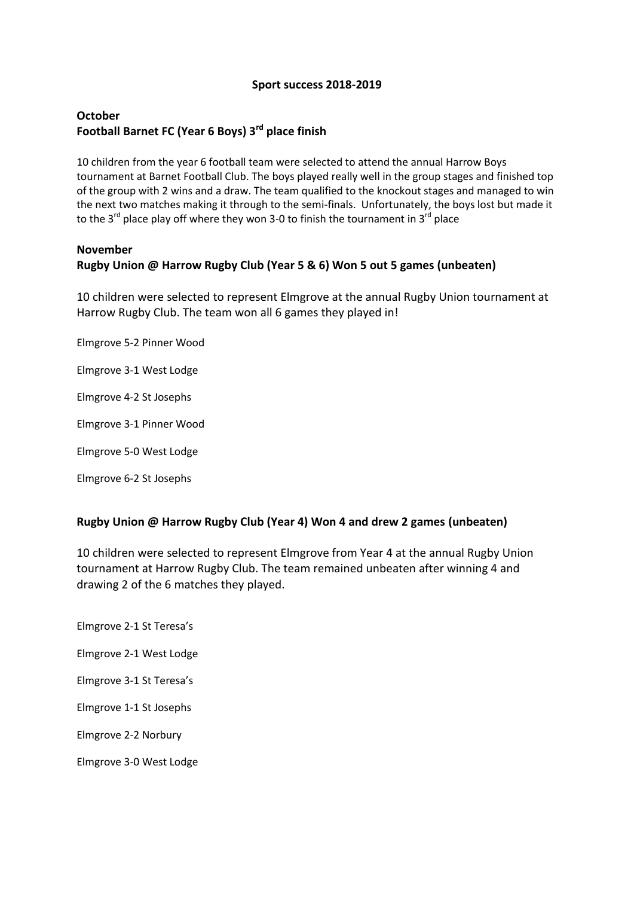# Sport success 2018-2019

## October

### Football Barnet FC (Year 6 Boys) 3rd place finish

10 children from the year 6 football team were selected to attend the annual Harrow Boys tournament at Barnet Football Club. The boys played really well in the group stages and finished top of the group with 2 wins and a draw. The team qualified to the knockout stages and managed to win the next two matches making it through to the semi-finals. Unfortunately, the boys lost but made it to the 3rd place play off where they won 3-0 to finish the tournament in 3rd place

## November

### Rugby Union @ Harrow Rugby Club (Year 5 & 6) Won 5 out 5 games (unbeaten)

10 children were selected to represent Elmgrove at the annual Rugby Union tournament at Harrow Rugby Club. The team won all 6 games they played in!

Elmgrove 5-2 Pinner Wood

Elmgrove 3-1 West Lodge

Elmgrove 4-2 St Josephs

Elmgrove 3-1 Pinner Wood

Elmgrove 5-0 West Lodge

Elmgrove 6-2 St Josephs

### Rugby Union @ Harrow Rugby Club (Year 4) Won 4 and drew 2 games (unbeaten)

10 children were selected to represent Elmgrove from Year 4 at the annual Rugby Union tournament at Harrow Rugby Club. The team remained unbeaten after winning 4 and drawing 2 of the 6 matches they played.

Elmgrove 2-1 St Teresa's

Elmgrove 2-1 West Lodge

Elmgrove 3-1 St Teresa's

Elmgrove 1-1 St Josephs

Elmgrove 2-2 Norbury

Elmgrove 3-0 West Lodge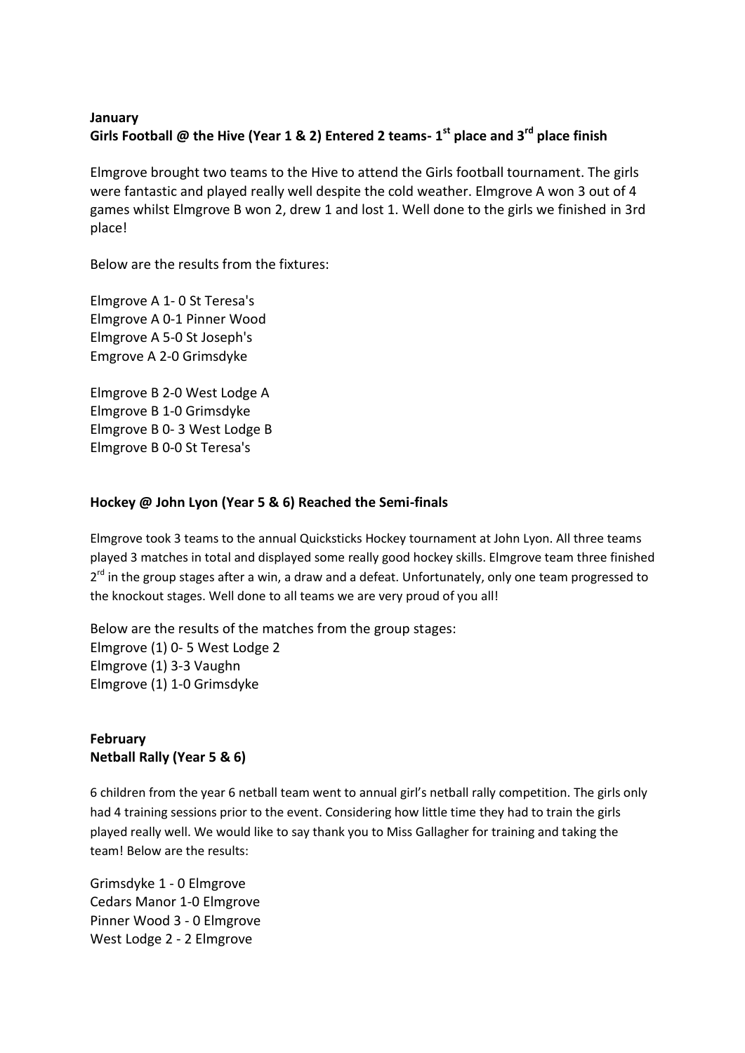**January**

**Girls Football @ the Hive (Year 1 & 2) Entered 2 teams- 1st place and 3rd place finish**

Elmgrove brought two teams to the Hive to attend the Girls football tournament. The girls were fantastic and played really well despite the cold weather. Elmgrove A won 3 out of 4 games whilst Elmgrove B won 2, drew 1 and lost 1. Well done to the girls we finished in 3rd place!

Below are the results from the fixtures:

Elmgrove A 1- 0 St Teresa's
Elmgrove A 0-1 Pinner Wood
Elmgrove A 5-0 St Joseph's
Emgrove A 2-0 Grimsdyke

Elmgrove B 2-0 West Lodge A
Elmgrove B 1-0 Grimsdyke
Elmgrove B 0- 3 West Lodge B
Elmgrove B 0-0 St Teresa's

**Hockey @ John Lyon (Year 5 & 6) Reached the Semi-finals**

Elmgrove took 3 teams to the annual Quicksticks Hockey tournament at John Lyon. All three teams played 3 matches in total and displayed some really good hockey skills. Elmgrove team three finished 2rd in the group stages after a win, a draw and a defeat. Unfortunately, only one team progressed to the knockout stages. Well done to all teams we are very proud of you all!

Below are the results of the matches from the group stages:
Elmgrove (1) 0- 5 West Lodge 2
Elmgrove (1) 3-3 Vaughn
Elmgrove (1) 1-0 Grimsdyke

**February**

**Netball Rally (Year 5 & 6)**

6 children from the year 6 netball team went to annual girl's netball rally competition. The girls only had 4 training sessions prior to the event. Considering how little time they had to train the girls played really well. We would like to say thank you to Miss Gallagher for training and taking the team! Below are the results:

Grimsdyke 1 - 0 Elmgrove
Cedars Manor 1-0 Elmgrove
Pinner Wood 3 - 0 Elmgrove
West Lodge 2 - 2 Elmgrove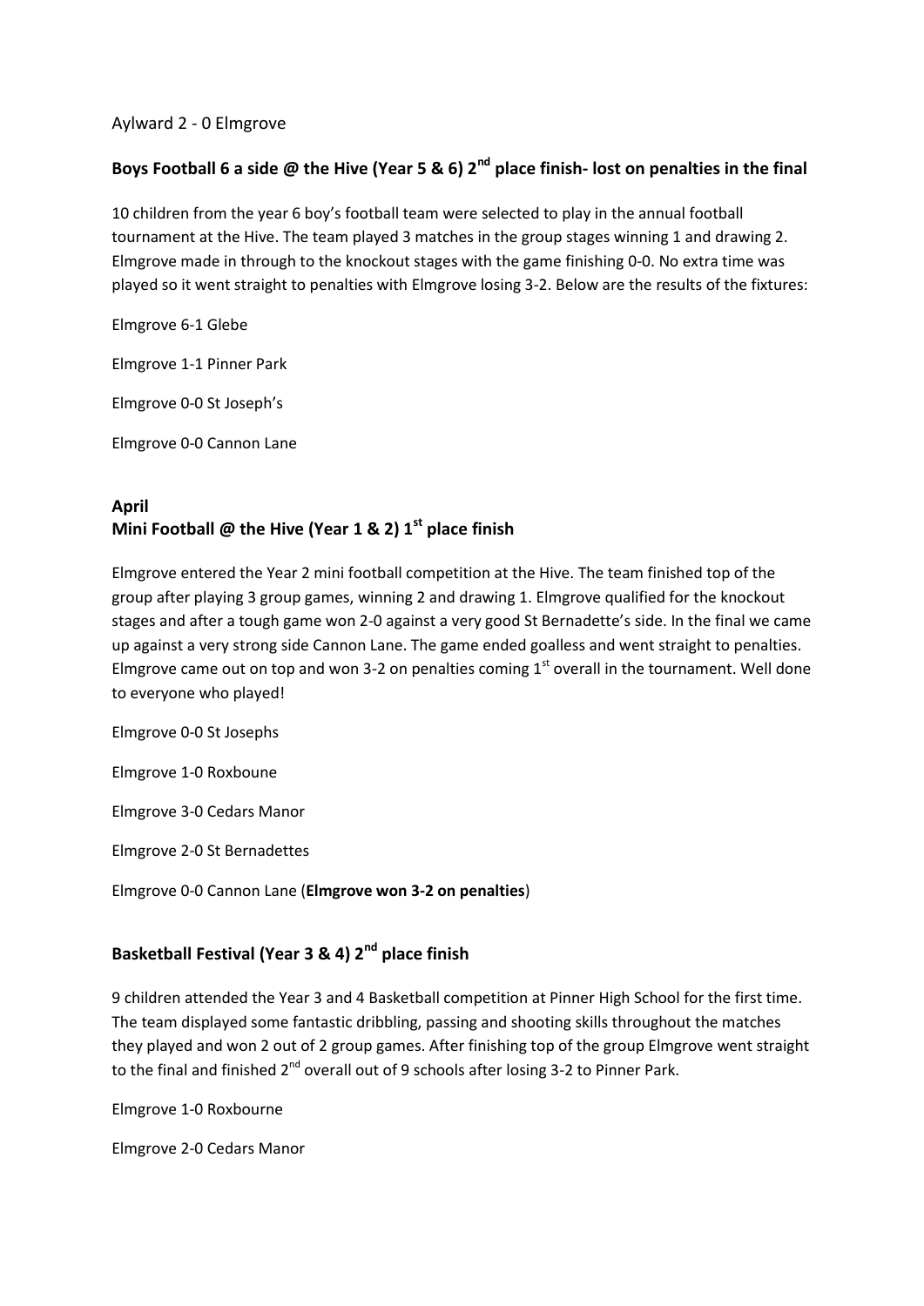Aylward 2 - 0 Elmgrove

## Boys Football 6 a side @ the Hive (Year 5 & 6) 2nd place finish- lost on penalties in the final

10 children from the year 6 boy's football team were selected to play in the annual football tournament at the Hive. The team played 3 matches in the group stages winning 1 and drawing 2. Elmgrove made in through to the knockout stages with the game finishing 0-0. No extra time was played so it went straight to penalties with Elmgrove losing 3-2. Below are the results of the fixtures:

Elmgrove 6-1 Glebe

Elmgrove 1-1 Pinner Park

Elmgrove 0-0 St Joseph's

Elmgrove 0-0 Cannon Lane

## April

## Mini Football @ the Hive (Year 1 & 2) 1st place finish

Elmgrove entered the Year 2 mini football competition at the Hive. The team finished top of the group after playing 3 group games, winning 2 and drawing 1. Elmgrove qualified for the knockout stages and after a tough game won 2-0 against a very good St Bernadette's side. In the final we came up against a very strong side Cannon Lane. The game ended goalless and went straight to penalties. Elmgrove came out on top and won 3-2 on penalties coming 1st overall in the tournament. Well done to everyone who played!

Elmgrove 0-0 St Josephs

Elmgrove 1-0 Roxboune

Elmgrove 3-0 Cedars Manor

Elmgrove 2-0 St Bernadettes

Elmgrove 0-0 Cannon Lane (**Elmgrove won 3-2 on penalties**)

## Basketball Festival (Year 3 & 4) 2nd place finish

9 children attended the Year 3 and 4 Basketball competition at Pinner High School for the first time. The team displayed some fantastic dribbling, passing and shooting skills throughout the matches they played and won 2 out of 2 group games. After finishing top of the group Elmgrove went straight to the final and finished 2nd overall out of 9 schools after losing 3-2 to Pinner Park.

Elmgrove 1-0 Roxbourne

Elmgrove 2-0 Cedars Manor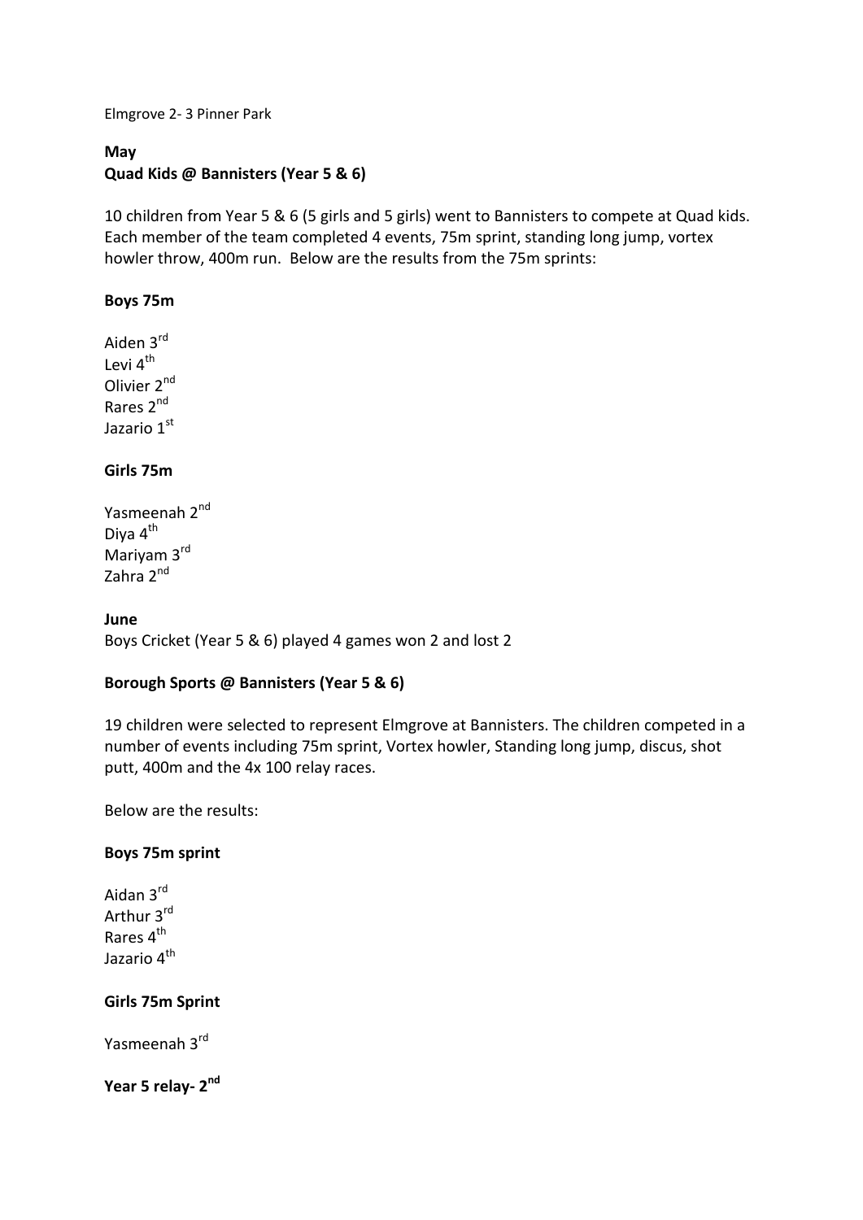Elmgrove 2- 3 Pinner Park

**May**
**Quad Kids @ Bannisters (Year 5 & 6)**

10 children from Year 5 & 6 (5 girls and 5 girls) went to Bannisters to compete at Quad kids. Each member of the team completed 4 events, 75m sprint, standing long jump, vortex howler throw, 400m run. Below are the results from the 75m sprints:

**Boys 75m**

Aiden 3rd
Levi 4th
Olivier 2nd
Rares 2nd
Jazario 1st

**Girls 75m**

Yasmeenah 2nd
Diya 4th
Mariyam 3rd
Zahra 2nd

**June**
Boys Cricket (Year 5 & 6) played 4 games won 2 and lost 2

**Borough Sports @ Bannisters (Year 5 & 6)**

19 children were selected to represent Elmgrove at Bannisters. The children competed in a number of events including 75m sprint, Vortex howler, Standing long jump, discus, shot putt, 400m and the 4x 100 relay races.

Below are the results:

**Boys 75m sprint**

Aidan 3rd
Arthur 3rd
Rares 4th
Jazario 4th

**Girls 75m Sprint**

Yasmeenah 3rd

**Year 5 relay- 2nd**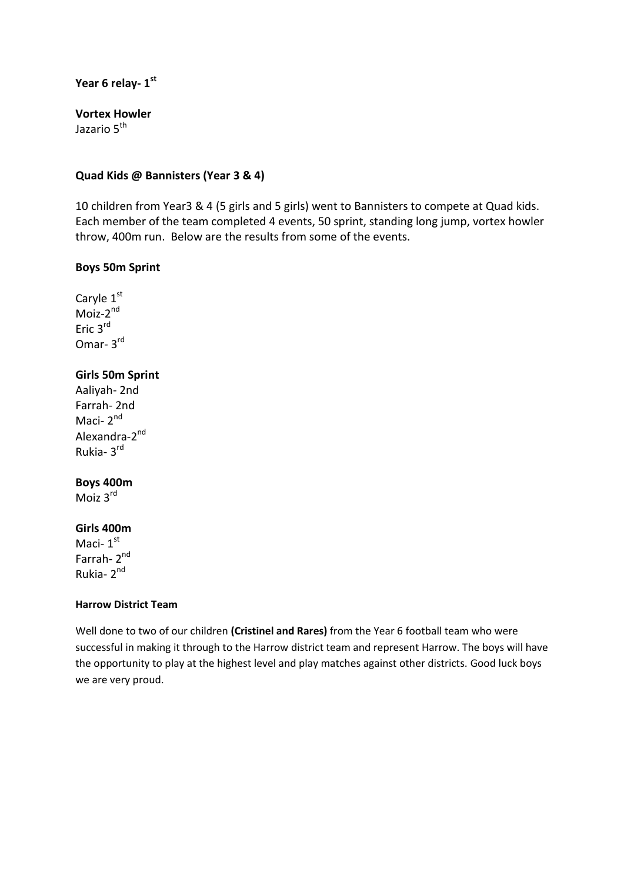**Year 6 relay- 1st**

**Vortex Howler**
Jazario 5th

**Quad Kids @ Bannisters (Year 3 & 4)**

10 children from Year3 & 4 (5 girls and 5 girls) went to Bannisters to compete at Quad kids. Each member of the team completed 4 events, 50 sprint, standing long jump, vortex howler throw, 400m run. Below are the results from some of the events.

**Boys 50m Sprint**

Caryle 1st
Moiz-2nd
Eric 3rd
Omar- 3rd

**Girls 50m Sprint**
Aaliyah- 2nd
Farrah- 2nd
Maci- 2nd
Alexandra-2nd
Rukia- 3rd

**Boys 400m**
Moiz 3rd

**Girls 400m**
Maci- 1st
Farrah- 2nd
Rukia- 2nd

**Harrow District Team**

Well done to two of our children **(Cristinel and Rares)** from the Year 6 football team who were successful in making it through to the Harrow district team and represent Harrow. The boys will have the opportunity to play at the highest level and play matches against other districts. Good luck boys we are very proud.